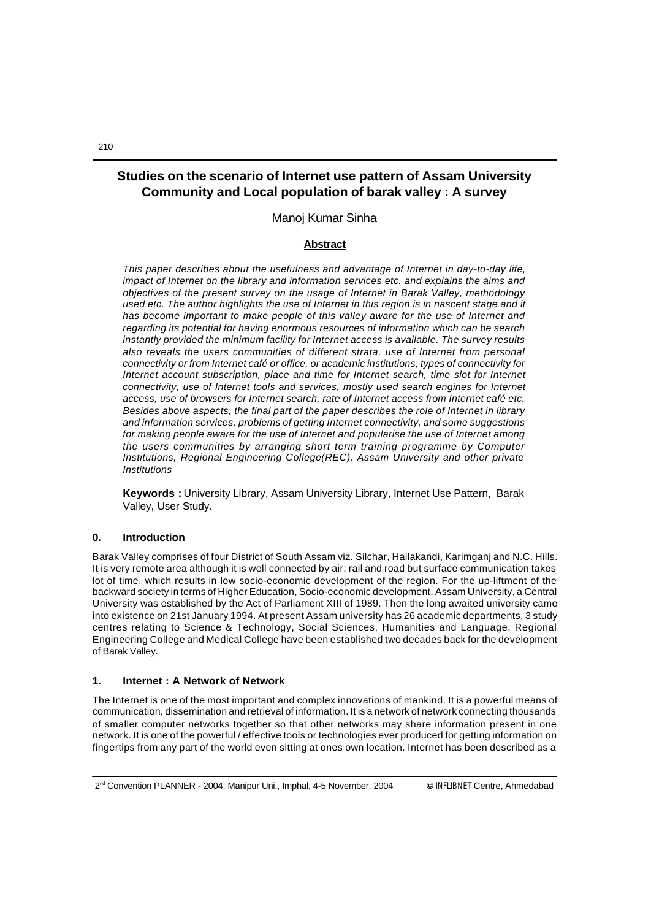# Studies on the scenario of Internet use pattern of Assam University Community and Local population of barak valley : A survey

Manoj Kumar Sinha

## Abstract

*This paper describes about the usefulness and advantage of Internet in day-to-day life, impact of Internet on the library and information services etc. and explains the aims and objectives of the present survey on the usage of Internet in Barak Valley, methodology used etc. The author highlights the use of Internet in this region is in nascent stage and it has become important to make people of this valley aware for the use of Internet and regarding its potential for having enormous resources of information which can be search instantly provided the minimum facility for Internet access is available. The survey results also reveals the users communities of different strata, use of Internet from personal connectivity or from Internet café or office, or academic institutions, types of connectivity for Internet account subscription, place and time for Internet search, time slot for Internet connectivity, use of Internet tools and services, mostly used search engines for Internet access, use of browsers for Internet search, rate of Internet access from Internet café etc. Besides above aspects, the final part of the paper describes the role of Internet in library and information services, problems of getting Internet connectivity, and some suggestions for making people aware for the use of Internet and popularise the use of Internet among the users communities by arranging short term training programme by Computer Institutions, Regional Engineering College(REC), Assam University and other private Institutions*

**Keywords :** University Library, Assam University Library, Internet Use Pattern, Barak Valley, User Study.

## 0. Introduction

Barak Valley comprises of four District of South Assam viz. Silchar, Hailakandi, Karimganj and N.C. Hills. It is very remote area although it is well connected by air; rail and road but surface communication takes lot of time, which results in low socio-economic development of the region. For the up-liftment of the backward society in terms of Higher Education, Socio-economic development, Assam University, a Central University was established by the Act of Parliament XIII of 1989. Then the long awaited university came into existence on 21st January 1994. At present Assam university has 26 academic departments, 3 study centres relating to Science & Technology, Social Sciences, Humanities and Language. Regional Engineering College and Medical College have been established two decades back for the development of Barak Valley.

## 1. Internet : A Network of Network

The Internet is one of the most important and complex innovations of mankind. It is a powerful means of communication, dissemination and retrieval of information. It is a network of network connecting thousands of smaller computer networks together so that other networks may share information present in one network. It is one of the powerful / effective tools or technologies ever produced for getting information on fingertips from any part of the world even sitting at ones own location. Internet has been described as a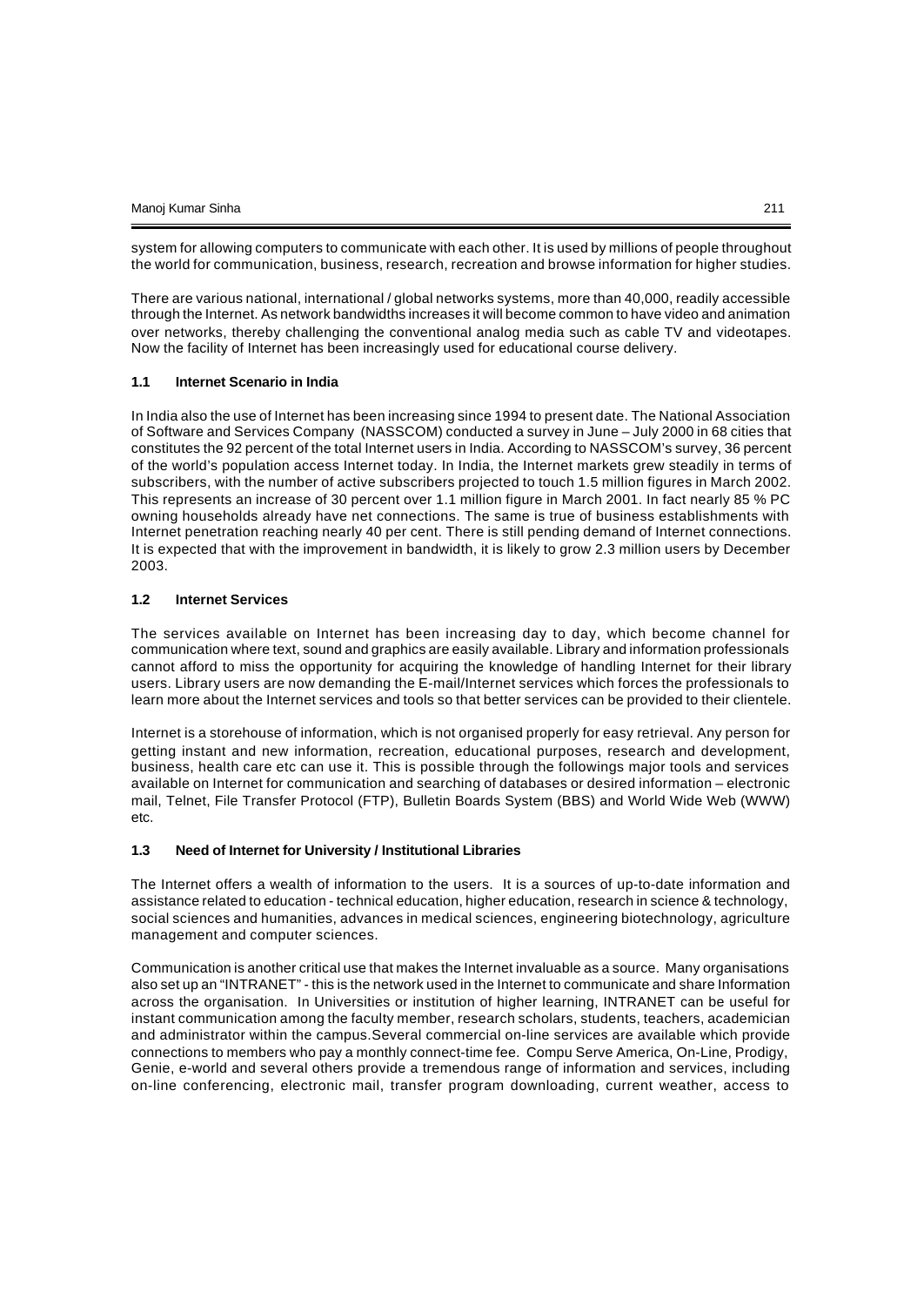system for allowing computers to communicate with each other. It is used by millions of people throughout the world for communication, business, research, recreation and browse information for higher studies.

There are various national, international / global networks systems, more than 40,000, readily accessible through the Internet. As network bandwidths increases it will become common to have video and animation over networks, thereby challenging the conventional analog media such as cable TV and videotapes. Now the facility of Internet has been increasingly used for educational course delivery.

### 1.1 Internet Scenario in India

In India also the use of Internet has been increasing since 1994 to present date. The National Association of Software and Services Company (NASSCOM) conducted a survey in June – July 2000 in 68 cities that constitutes the 92 percent of the total Internet users in India. According to NASSCOM's survey, 36 percent of the world's population access Internet today. In India, the Internet markets grew steadily in terms of subscribers, with the number of active subscribers projected to touch 1.5 million figures in March 2002. This represents an increase of 30 percent over 1.1 million figure in March 2001. In fact nearly 85 % PC owning households already have net connections. The same is true of business establishments with Internet penetration reaching nearly 40 per cent. There is still pending demand of Internet connections. It is expected that with the improvement in bandwidth, it is likely to grow 2.3 million users by December 2003.

### 1.2 Internet Services

The services available on Internet has been increasing day to day, which become channel for communication where text, sound and graphics are easily available. Library and information professionals cannot afford to miss the opportunity for acquiring the knowledge of handling Internet for their library users. Library users are now demanding the E-mail/Internet services which forces the professionals to learn more about the Internet services and tools so that better services can be provided to their clientele.

Internet is a storehouse of information, which is not organised properly for easy retrieval. Any person for getting instant and new information, recreation, educational purposes, research and development, business, health care etc can use it. This is possible through the followings major tools and services available on Internet for communication and searching of databases or desired information – electronic mail, Telnet, File Transfer Protocol (FTP), Bulletin Boards System (BBS) and World Wide Web (WWW) etc.

### 1.3 Need of Internet for University / Institutional Libraries

The Internet offers a wealth of information to the users. It is a sources of up-to-date information and assistance related to education - technical education, higher education, research in science & technology, social sciences and humanities, advances in medical sciences, engineering biotechnology, agriculture management and computer sciences.

Communication is another critical use that makes the Internet invaluable as a source. Many organisations also set up an "INTRANET" - this is the network used in the Internet to communicate and share Information across the organisation. In Universities or institution of higher learning, INTRANET can be useful for instant communication among the faculty member, research scholars, students, teachers, academician and administrator within the campus.Several commercial on-line services are available which provide connections to members who pay a monthly connect-time fee. Compu Serve America, On-Line, Prodigy, Genie, e-world and several others provide a tremendous range of information and services, including on-line conferencing, electronic mail, transfer program downloading, current weather, access to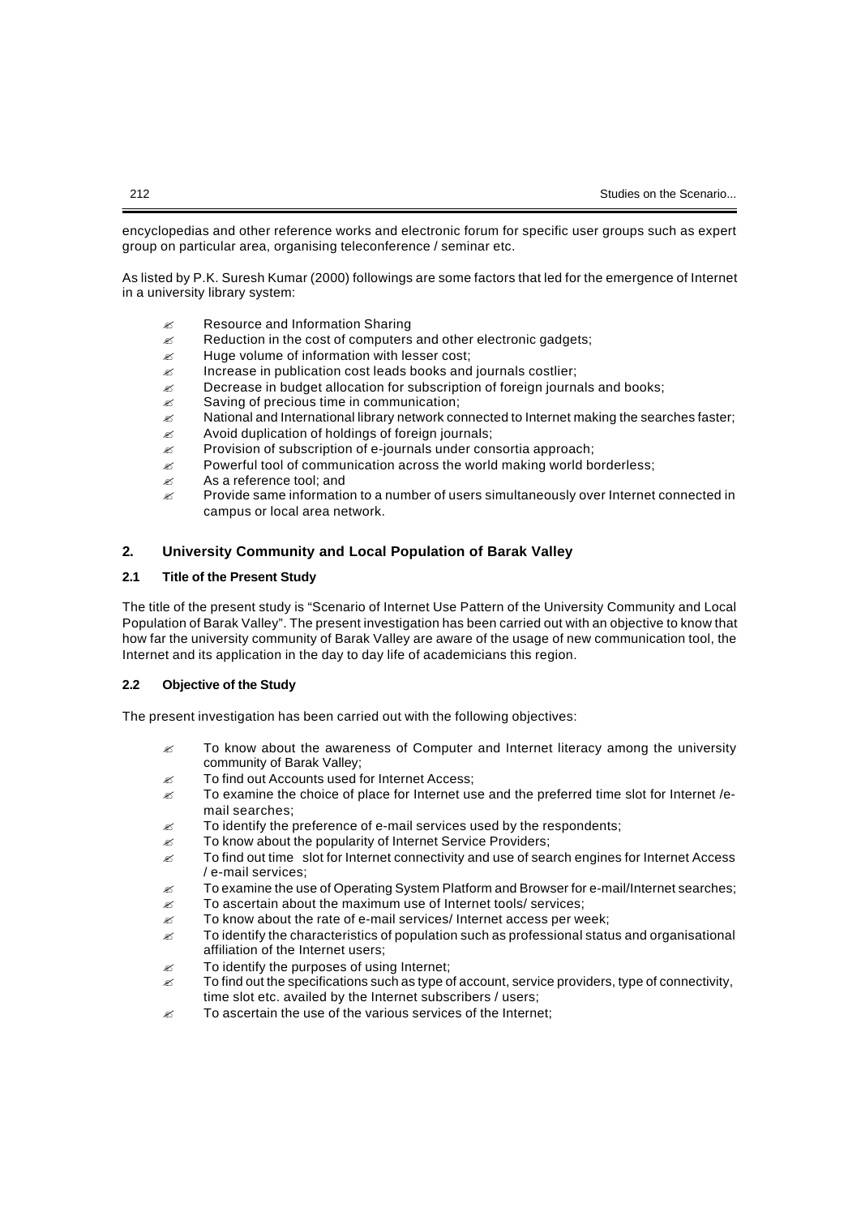encyclopedias and other reference works and electronic forum for specific user groups such as expert group on particular area, organising teleconference / seminar etc.

As listed by P.K. Suresh Kumar (2000) followings are some factors that led for the emergence of Internet in a university library system:

- Resource and Information Sharing
- Reduction in the cost of computers and other electronic gadgets;
- Huge volume of information with lesser cost;
- Increase in publication cost leads books and journals costlier;
- Decrease in budget allocation for subscription of foreign journals and books;
- Saving of precious time in communication;
- National and International library network connected to Internet making the searches faster;
- Avoid duplication of holdings of foreign journals;
- Provision of subscription of e-journals under consortia approach;
- Powerful tool of communication across the world making world borderless;
- As a reference tool; and
- Provide same information to a number of users simultaneously over Internet connected in campus or local area network.

## 2. University Community and Local Population of Barak Valley

### 2.1 Title of the Present Study

The title of the present study is "Scenario of Internet Use Pattern of the University Community and Local Population of Barak Valley". The present investigation has been carried out with an objective to know that how far the university community of Barak Valley are aware of the usage of new communication tool, the Internet and its application in the day to day life of academicians this region.

### 2.2 Objective of the Study

The present investigation has been carried out with the following objectives:

- To know about the awareness of Computer and Internet literacy among the university community of Barak Valley;
- To find out Accounts used for Internet Access;
- To examine the choice of place for Internet use and the preferred time slot for Internet /e-mail searches;
- To identify the preference of e-mail services used by the respondents;
- To know about the popularity of Internet Service Providers;
- To find out time slot for Internet connectivity and use of search engines for Internet Access / e-mail services;
- To examine the use of Operating System Platform and Browser for e-mail/Internet searches;
- To ascertain about the maximum use of Internet tools/ services;
- To know about the rate of e-mail services/ Internet access per week;
- To identify the characteristics of population such as professional status and organisational affiliation of the Internet users;
- To identify the purposes of using Internet;
- To find out the specifications such as type of account, service providers, type of connectivity, time slot etc. availed by the Internet subscribers / users;
- To ascertain the use of the various services of the Internet;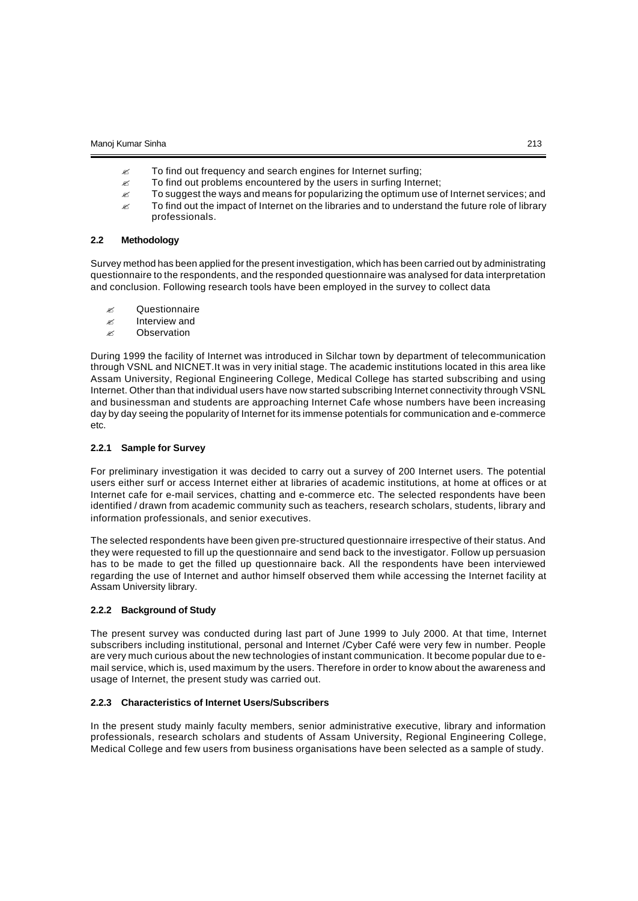- To find out frequency and search engines for Internet surfing;
- To find out problems encountered by the users in surfing Internet;
- To suggest the ways and means for popularizing the optimum use of Internet services; and
- To find out the impact of Internet on the libraries and to understand the future role of library professionals.

### 2.2 Methodology

Survey method has been applied for the present investigation, which has been carried out by administrating questionnaire to the respondents, and the responded questionnaire was analysed for data interpretation and conclusion. Following research tools have been employed in the survey to collect data

- Questionnaire
- Interview and
- Observation

During 1999 the facility of Internet was introduced in Silchar town by department of telecommunication through VSNL and NICNET.It was in very initial stage. The academic institutions located in this area like Assam University, Regional Engineering College, Medical College has started subscribing and using Internet. Other than that individual users have now started subscribing Internet connectivity through VSNL and businessman and students are approaching Internet Cafe whose numbers have been increasing day by day seeing the popularity of Internet for its immense potentials for communication and e-commerce etc.

#### 2.2.1 Sample for Survey

For preliminary investigation it was decided to carry out a survey of 200 Internet users. The potential users either surf or access Internet either at libraries of academic institutions, at home at offices or at Internet cafe for e-mail services, chatting and e-commerce etc. The selected respondents have been identified / drawn from academic community such as teachers, research scholars, students, library and information professionals, and senior executives.

The selected respondents have been given pre-structured questionnaire irrespective of their status. And they were requested to fill up the questionnaire and send back to the investigator. Follow up persuasion has to be made to get the filled up questionnaire back. All the respondents have been interviewed regarding the use of Internet and author himself observed them while accessing the Internet facility at Assam University library.

#### 2.2.2 Background of Study

The present survey was conducted during last part of June 1999 to July 2000. At that time, Internet subscribers including institutional, personal and Internet /Cyber Café were very few in number. People are very much curious about the new technologies of instant communication. It become popular due to e-mail service, which is, used maximum by the users. Therefore in order to know about the awareness and usage of Internet, the present study was carried out.

#### 2.2.3 Characteristics of Internet Users/Subscribers

In the present study mainly faculty members, senior administrative executive, library and information professionals, research scholars and students of Assam University, Regional Engineering College, Medical College and few users from business organisations have been selected as a sample of study.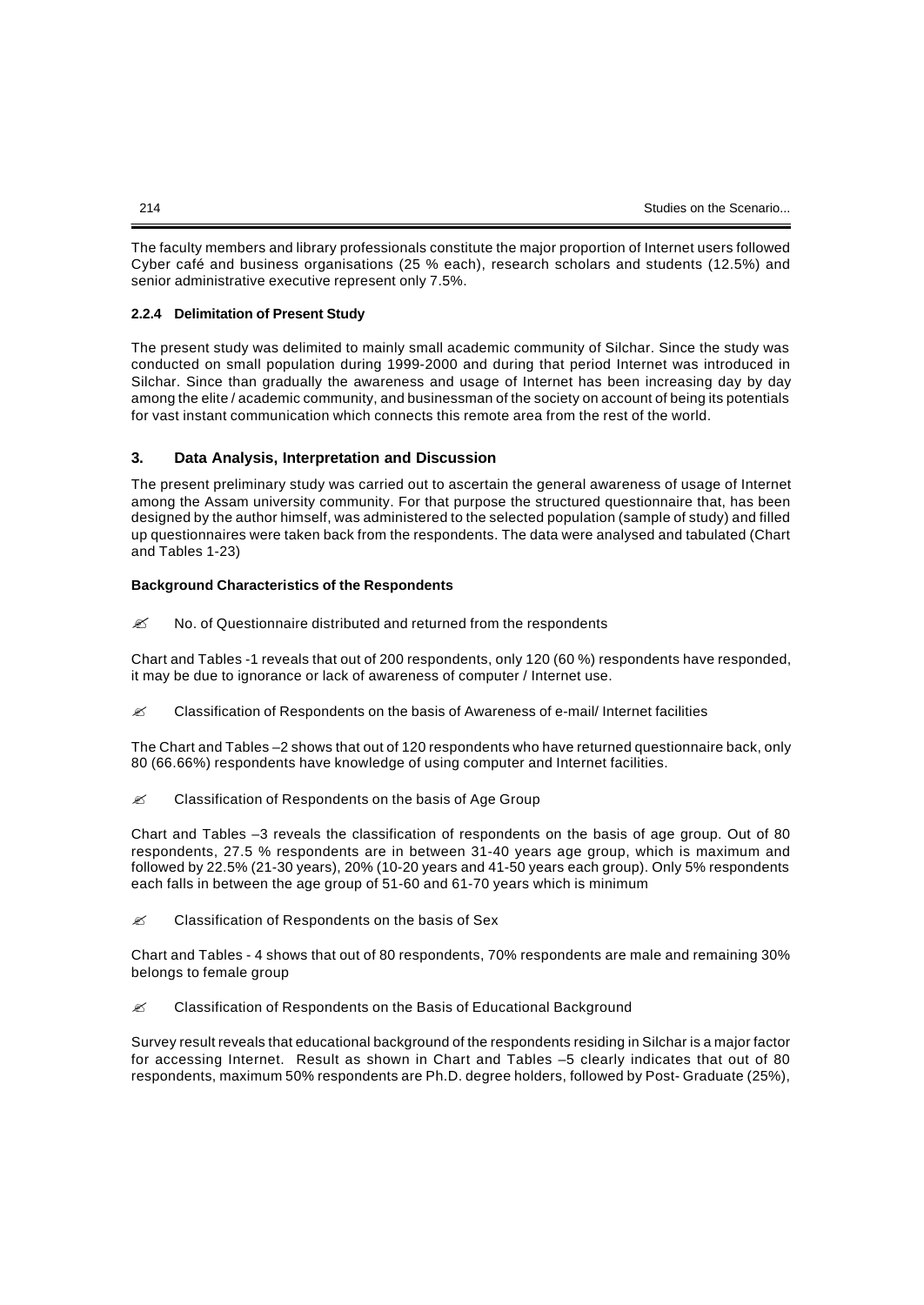The faculty members and library professionals constitute the major proportion of Internet users followed Cyber café and business organisations (25 % each), research scholars and students (12.5%) and senior administrative executive represent only 7.5%.

#### 2.2.4 Delimitation of Present Study

The present study was delimited to mainly small academic community of Silchar. Since the study was conducted on small population during 1999-2000 and during that period Internet was introduced in Silchar. Since than gradually the awareness and usage of Internet has been increasing day by day among the elite / academic community, and businessman of the society on account of being its potentials for vast instant communication which connects this remote area from the rest of the world.

## 3. Data Analysis, Interpretation and Discussion

The present preliminary study was carried out to ascertain the general awareness of usage of Internet among the Assam university community. For that purpose the structured questionnaire that, has been designed by the author himself, was administered to the selected population (sample of study) and filled up questionnaires were taken back from the respondents. The data were analysed and tabulated (Chart and Tables 1-23)

**Background Characteristics of the Respondents**

✍ No. of Questionnaire distributed and returned from the respondents

Chart and Tables -1 reveals that out of 200 respondents, only 120 (60 %) respondents have responded, it may be due to ignorance or lack of awareness of computer / Internet use.

✍ Classification of Respondents on the basis of Awareness of e-mail/ Internet facilities

The Chart and Tables –2 shows that out of 120 respondents who have returned questionnaire back, only 80 (66.66%) respondents have knowledge of using computer and Internet facilities.

✍ Classification of Respondents on the basis of Age Group

Chart and Tables –3 reveals the classification of respondents on the basis of age group. Out of 80 respondents, 27.5 % respondents are in between 31-40 years age group, which is maximum and followed by 22.5% (21-30 years), 20% (10-20 years and 41-50 years each group). Only 5% respondents each falls in between the age group of 51-60 and 61-70 years which is minimum

✍ Classification of Respondents on the basis of Sex

Chart and Tables - 4 shows that out of 80 respondents, 70% respondents are male and remaining 30% belongs to female group

✍ Classification of Respondents on the Basis of Educational Background

Survey result reveals that educational background of the respondents residing in Silchar is a major factor for accessing Internet. Result as shown in Chart and Tables –5 clearly indicates that out of 80 respondents, maximum 50% respondents are Ph.D. degree holders, followed by Post- Graduate (25%),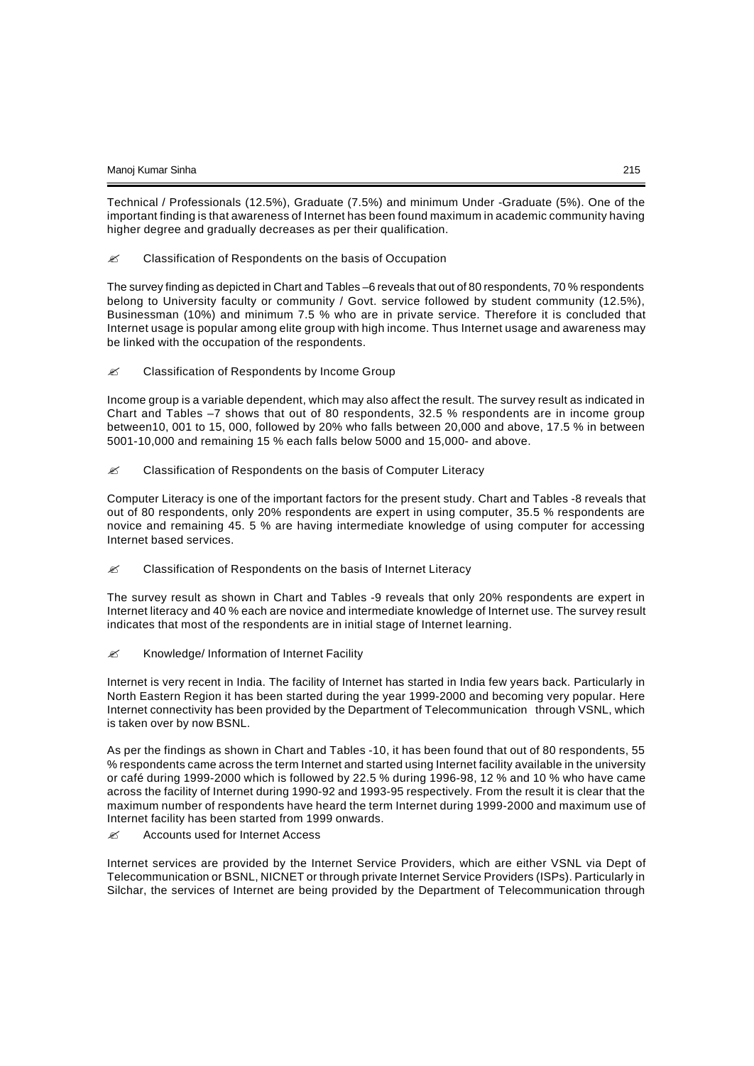Technical / Professionals (12.5%), Graduate (7.5%) and minimum Under -Graduate (5%). One of the important finding is that awareness of Internet has been found maximum in academic community having higher degree and gradually decreases as per their qualification.

✍ Classification of Respondents on the basis of Occupation

The survey finding as depicted in Chart and Tables –6 reveals that out of 80 respondents, 70 % respondents belong to University faculty or community / Govt. service followed by student community (12.5%), Businessman (10%) and minimum 7.5 % who are in private service. Therefore it is concluded that Internet usage is popular among elite group with high income. Thus Internet usage and awareness may be linked with the occupation of the respondents.

✍ Classification of Respondents by Income Group

Income group is a variable dependent, which may also affect the result. The survey result as indicated in Chart and Tables –7 shows that out of 80 respondents, 32.5 % respondents are in income group between10, 001 to 15, 000, followed by 20% who falls between 20,000 and above, 17.5 % in between 5001-10,000 and remaining 15 % each falls below 5000 and 15,000- and above.

✍ Classification of Respondents on the basis of Computer Literacy

Computer Literacy is one of the important factors for the present study. Chart and Tables -8 reveals that out of 80 respondents, only 20% respondents are expert in using computer, 35.5 % respondents are novice and remaining 45. 5 % are having intermediate knowledge of using computer for accessing Internet based services.

✍ Classification of Respondents on the basis of Internet Literacy

The survey result as shown in Chart and Tables -9 reveals that only 20% respondents are expert in Internet literacy and 40 % each are novice and intermediate knowledge of Internet use. The survey result indicates that most of the respondents are in initial stage of Internet learning.

✍ Knowledge/ Information of Internet Facility

Internet is very recent in India. The facility of Internet has started in India few years back. Particularly in North Eastern Region it has been started during the year 1999-2000 and becoming very popular. Here Internet connectivity has been provided by the Department of Telecommunication through VSNL, which is taken over by now BSNL.

As per the findings as shown in Chart and Tables -10, it has been found that out of 80 respondents, 55 % respondents came across the term Internet and started using Internet facility available in the university or café during 1999-2000 which is followed by 22.5 % during 1996-98, 12 % and 10 % who have came across the facility of Internet during 1990-92 and 1993-95 respectively. From the result it is clear that the maximum number of respondents have heard the term Internet during 1999-2000 and maximum use of Internet facility has been started from 1999 onwards.

✍ Accounts used for Internet Access

Internet services are provided by the Internet Service Providers, which are either VSNL via Dept of Telecommunication or BSNL, NICNET or through private Internet Service Providers (ISPs). Particularly in Silchar, the services of Internet are being provided by the Department of Telecommunication through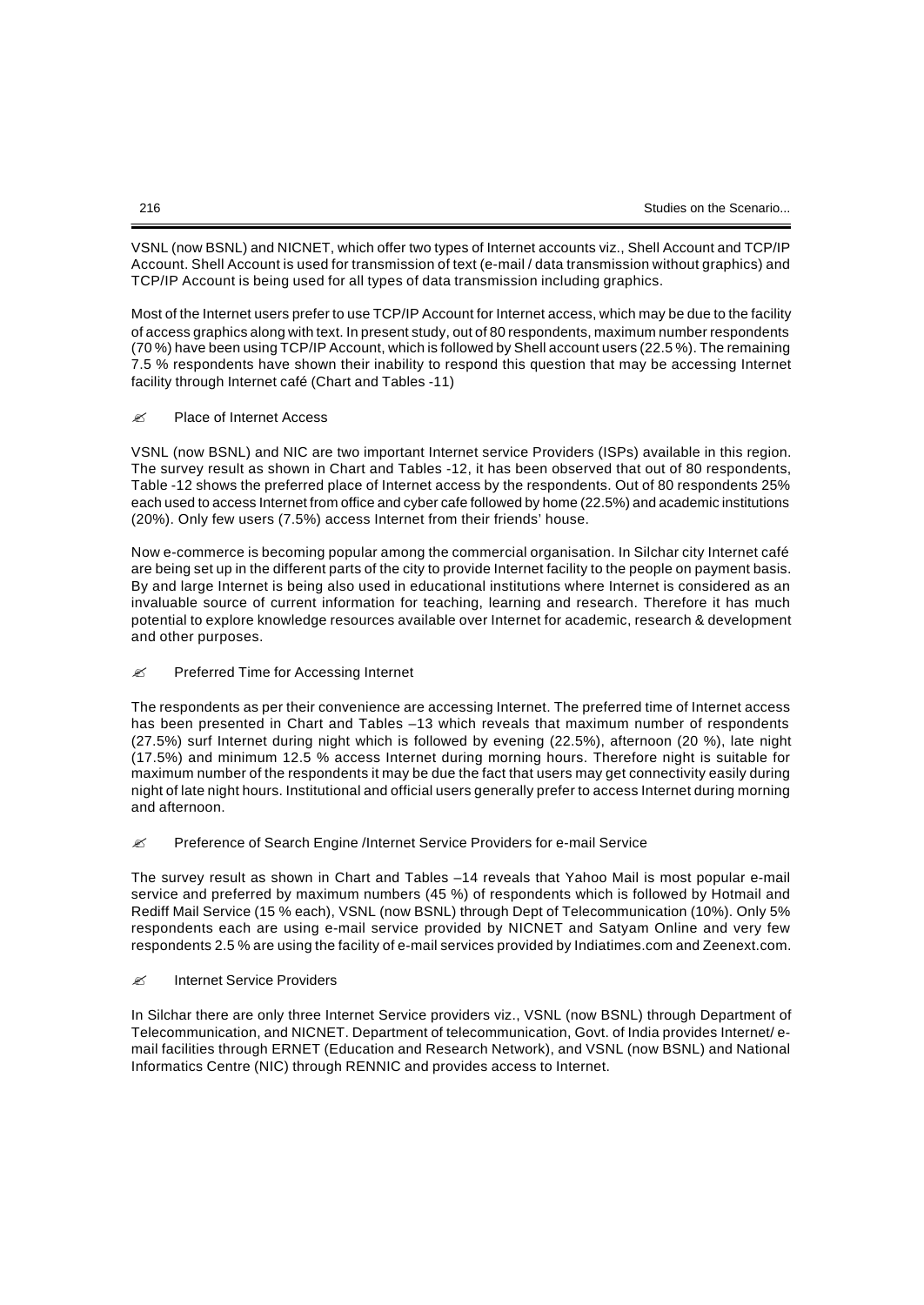VSNL (now BSNL) and NICNET, which offer two types of Internet accounts viz., Shell Account and TCP/IP Account. Shell Account is used for transmission of text (e-mail / data transmission without graphics) and TCP/IP Account is being used for all types of data transmission including graphics.

Most of the Internet users prefer to use TCP/IP Account for Internet access, which may be due to the facility of access graphics along with text. In present study, out of 80 respondents, maximum number respondents (70 %) have been using TCP/IP Account, which is followed by Shell account users (22.5 %). The remaining 7.5 % respondents have shown their inability to respond this question that may be accessing Internet facility through Internet café (Chart and Tables -11)

#### ✍ Place of Internet Access

VSNL (now BSNL) and NIC are two important Internet service Providers (ISPs) available in this region. The survey result as shown in Chart and Tables -12, it has been observed that out of 80 respondents, Table -12 shows the preferred place of Internet access by the respondents. Out of 80 respondents 25% each used to access Internet from office and cyber cafe followed by home (22.5%) and academic institutions (20%). Only few users (7.5%) access Internet from their friends' house.

Now e-commerce is becoming popular among the commercial organisation. In Silchar city Internet café are being set up in the different parts of the city to provide Internet facility to the people on payment basis. By and large Internet is being also used in educational institutions where Internet is considered as an invaluable source of current information for teaching, learning and research. Therefore it has much potential to explore knowledge resources available over Internet for academic, research & development and other purposes.

#### ✍ Preferred Time for Accessing Internet

The respondents as per their convenience are accessing Internet. The preferred time of Internet access has been presented in Chart and Tables –13 which reveals that maximum number of respondents (27.5%) surf Internet during night which is followed by evening (22.5%), afternoon (20 %), late night (17.5%) and minimum 12.5 % access Internet during morning hours. Therefore night is suitable for maximum number of the respondents it may be due the fact that users may get connectivity easily during night of late night hours. Institutional and official users generally prefer to access Internet during morning and afternoon.

#### ✍ Preference of Search Engine /Internet Service Providers for e-mail Service

The survey result as shown in Chart and Tables –14 reveals that Yahoo Mail is most popular e-mail service and preferred by maximum numbers (45 %) of respondents which is followed by Hotmail and Rediff Mail Service (15 % each), VSNL (now BSNL) through Dept of Telecommunication (10%). Only 5% respondents each are using e-mail service provided by NICNET and Satyam Online and very few respondents 2.5 % are using the facility of e-mail services provided by Indiatimes.com and Zeenext.com.

#### ✍ Internet Service Providers

In Silchar there are only three Internet Service providers viz., VSNL (now BSNL) through Department of Telecommunication, and NICNET. Department of telecommunication, Govt. of India provides Internet/ e-mail facilities through ERNET (Education and Research Network), and VSNL (now BSNL) and National Informatics Centre (NIC) through RENNIC and provides access to Internet.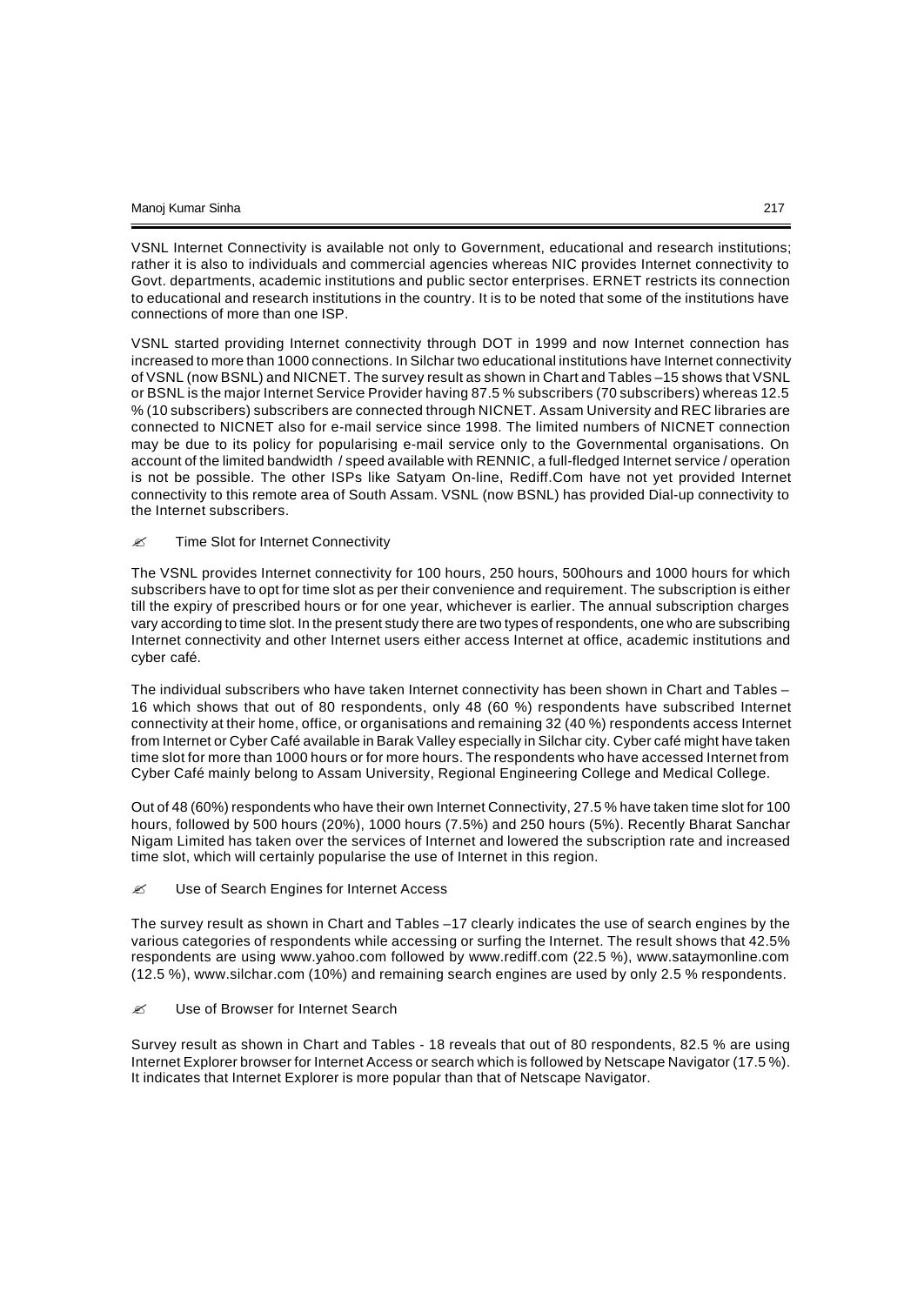VSNL Internet Connectivity is available not only to Government, educational and research institutions; rather it is also to individuals and commercial agencies whereas NIC provides Internet connectivity to Govt. departments, academic institutions and public sector enterprises. ERNET restricts its connection to educational and research institutions in the country. It is to be noted that some of the institutions have connections of more than one ISP.

VSNL started providing Internet connectivity through DOT in 1999 and now Internet connection has increased to more than 1000 connections. In Silchar two educational institutions have Internet connectivity of VSNL (now BSNL) and NICNET. The survey result as shown in Chart and Tables –15 shows that VSNL or BSNL is the major Internet Service Provider having 87.5 % subscribers (70 subscribers) whereas 12.5 % (10 subscribers) subscribers are connected through NICNET. Assam University and REC libraries are connected to NICNET also for e-mail service since 1998. The limited numbers of NICNET connection may be due to its policy for popularising e-mail service only to the Governmental organisations. On account of the limited bandwidth / speed available with RENNIC, a full-fledged Internet service / operation is not be possible. The other ISPs like Satyam On-line, Rediff.Com have not yet provided Internet connectivity to this remote area of South Assam. VSNL (now BSNL) has provided Dial-up connectivity to the Internet subscribers.

✍ Time Slot for Internet Connectivity

The VSNL provides Internet connectivity for 100 hours, 250 hours, 500hours and 1000 hours for which subscribers have to opt for time slot as per their convenience and requirement. The subscription is either till the expiry of prescribed hours or for one year, whichever is earlier. The annual subscription charges vary according to time slot. In the present study there are two types of respondents, one who are subscribing Internet connectivity and other Internet users either access Internet at office, academic institutions and cyber café.

The individual subscribers who have taken Internet connectivity has been shown in Chart and Tables – 16 which shows that out of 80 respondents, only 48 (60 %) respondents have subscribed Internet connectivity at their home, office, or organisations and remaining 32 (40 %) respondents access Internet from Internet or Cyber Café available in Barak Valley especially in Silchar city. Cyber café might have taken time slot for more than 1000 hours or for more hours. The respondents who have accessed Internet from Cyber Café mainly belong to Assam University, Regional Engineering College and Medical College.

Out of 48 (60%) respondents who have their own Internet Connectivity, 27.5 % have taken time slot for 100 hours, followed by 500 hours (20%), 1000 hours (7.5%) and 250 hours (5%). Recently Bharat Sanchar Nigam Limited has taken over the services of Internet and lowered the subscription rate and increased time slot, which will certainly popularise the use of Internet in this region.

✍ Use of Search Engines for Internet Access

The survey result as shown in Chart and Tables –17 clearly indicates the use of search engines by the various categories of respondents while accessing or surfing the Internet. The result shows that 42.5% respondents are using www.yahoo.com followed by www.rediff.com (22.5 %), www.sataymonline.com (12.5 %), www.silchar.com (10%) and remaining search engines are used by only 2.5 % respondents.

✍ Use of Browser for Internet Search

Survey result as shown in Chart and Tables - 18 reveals that out of 80 respondents, 82.5 % are using Internet Explorer browser for Internet Access or search which is followed by Netscape Navigator (17.5 %). It indicates that Internet Explorer is more popular than that of Netscape Navigator.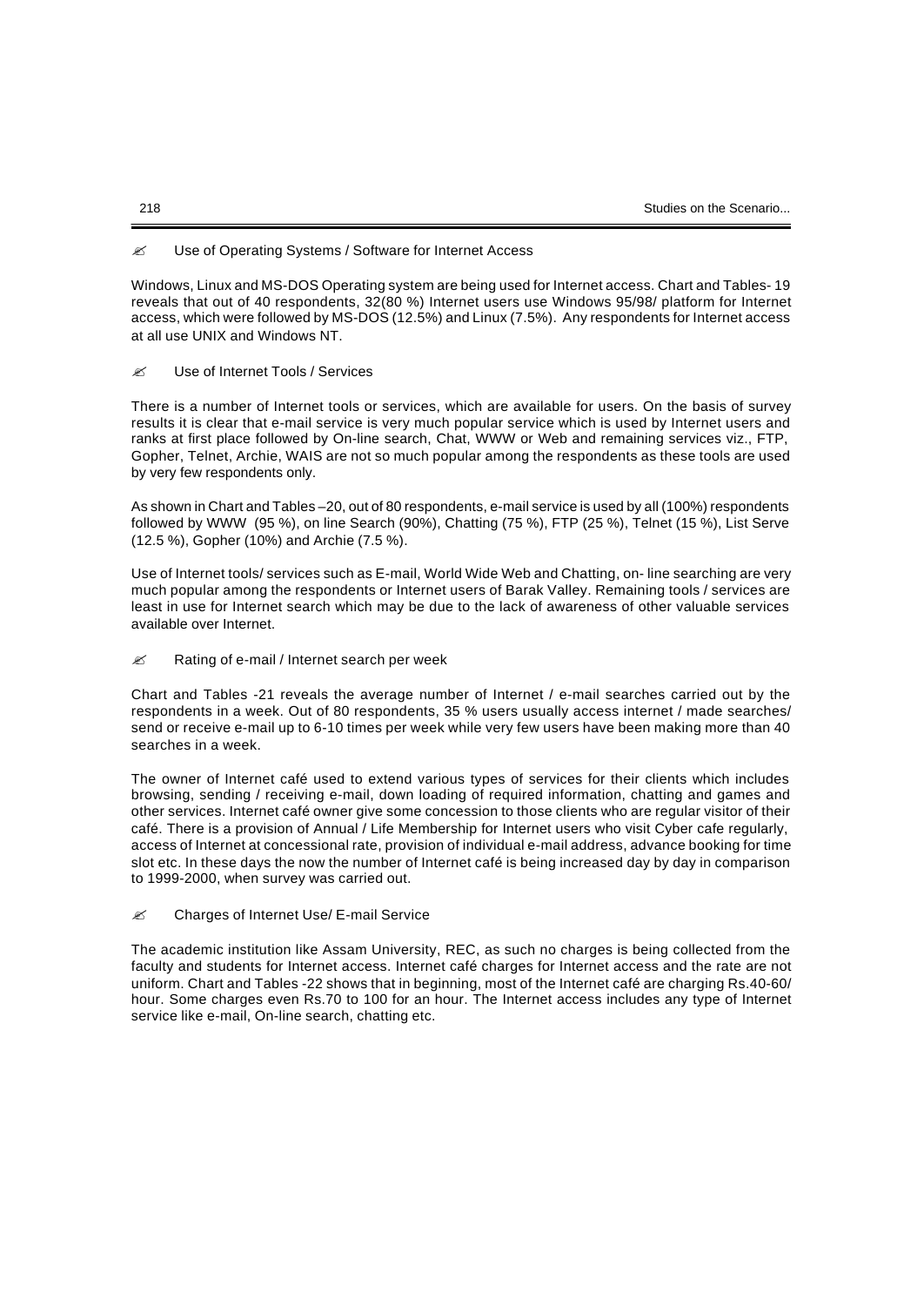## ✍ Use of Operating Systems / Software for Internet Access

Windows, Linux and MS-DOS Operating system are being used for Internet access. Chart and Tables- 19 reveals that out of 40 respondents, 32(80 %) Internet users use Windows 95/98/ platform for Internet access, which were followed by MS-DOS (12.5%) and Linux (7.5%). Any respondents for Internet access at all use UNIX and Windows NT.

## ✍ Use of Internet Tools / Services

There is a number of Internet tools or services, which are available for users. On the basis of survey results it is clear that e-mail service is very much popular service which is used by Internet users and ranks at first place followed by On-line search, Chat, WWW or Web and remaining services viz., FTP, Gopher, Telnet, Archie, WAIS are not so much popular among the respondents as these tools are used by very few respondents only.

As shown in Chart and Tables –20, out of 80 respondents, e-mail service is used by all (100%) respondents followed by WWW (95 %), on line Search (90%), Chatting (75 %), FTP (25 %), Telnet (15 %), List Serve (12.5 %), Gopher (10%) and Archie (7.5 %).

Use of Internet tools/ services such as E-mail, World Wide Web and Chatting, on- line searching are very much popular among the respondents or Internet users of Barak Valley. Remaining tools / services are least in use for Internet search which may be due to the lack of awareness of other valuable services available over Internet.

## ✍ Rating of e-mail / Internet search per week

Chart and Tables -21 reveals the average number of Internet / e-mail searches carried out by the respondents in a week. Out of 80 respondents, 35 % users usually access internet / made searches/ send or receive e-mail up to 6-10 times per week while very few users have been making more than 40 searches in a week.

The owner of Internet café used to extend various types of services for their clients which includes browsing, sending / receiving e-mail, down loading of required information, chatting and games and other services. Internet café owner give some concession to those clients who are regular visitor of their café. There is a provision of Annual / Life Membership for Internet users who visit Cyber cafe regularly, access of Internet at concessional rate, provision of individual e-mail address, advance booking for time slot etc. In these days the now the number of Internet café is being increased day by day in comparison to 1999-2000, when survey was carried out.

## ✍ Charges of Internet Use/ E-mail Service

The academic institution like Assam University, REC, as such no charges is being collected from the faculty and students for Internet access. Internet café charges for Internet access and the rate are not uniform. Chart and Tables -22 shows that in beginning, most of the Internet café are charging Rs.40-60/ hour. Some charges even Rs.70 to 100 for an hour. The Internet access includes any type of Internet service like e-mail, On-line search, chatting etc.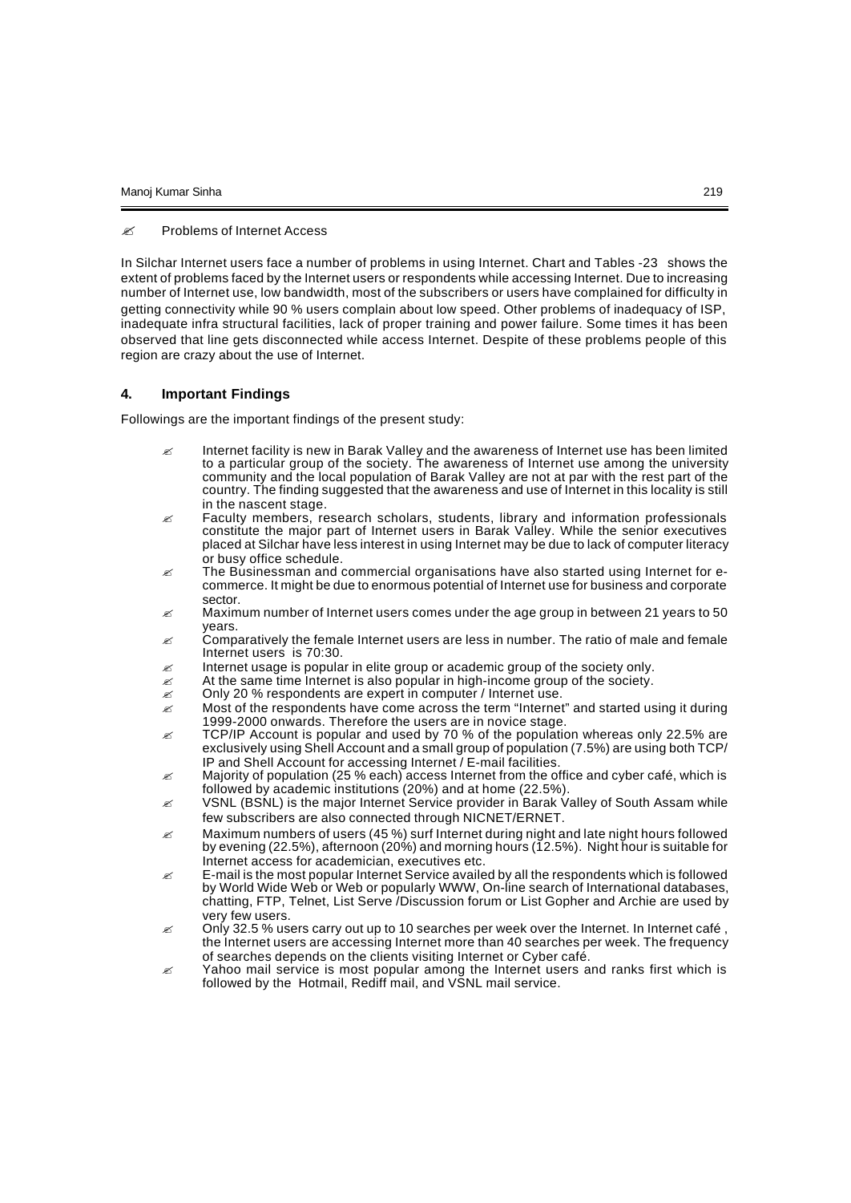- Problems of Internet Access

In Silchar Internet users face a number of problems in using Internet. Chart and Tables -23 shows the extent of problems faced by the Internet users or respondents while accessing Internet. Due to increasing number of Internet use, low bandwidth, most of the subscribers or users have complained for difficulty in getting connectivity while 90 % users complain about low speed. Other problems of inadequacy of ISP, inadequate infra structural facilities, lack of proper training and power failure. Some times it has been observed that line gets disconnected while access Internet. Despite of these problems people of this region are crazy about the use of Internet.

## 4. Important Findings

Followings are the important findings of the present study:

- Internet facility is new in Barak Valley and the awareness of Internet use has been limited to a particular group of the society. The awareness of Internet use among the university community and the local population of Barak Valley are not at par with the rest part of the country. The finding suggested that the awareness and use of Internet in this locality is still in the nascent stage.
- Faculty members, research scholars, students, library and information professionals constitute the major part of Internet users in Barak Valley. While the senior executives placed at Silchar have less interest in using Internet may be due to lack of computer literacy or busy office schedule.
- The Businessman and commercial organisations have also started using Internet for e-commerce. It might be due to enormous potential of Internet use for business and corporate sector.
- Maximum number of Internet users comes under the age group in between 21 years to 50 years.
- Comparatively the female Internet users are less in number. The ratio of male and female Internet users is 70:30.
- Internet usage is popular in elite group or academic group of the society only.
- At the same time Internet is also popular in high-income group of the society.
- Only 20 % respondents are expert in computer / Internet use.
- Most of the respondents have come across the term “Internet” and started using it during 1999-2000 onwards. Therefore the users are in novice stage.
- TCP/IP Account is popular and used by 70 % of the population whereas only 22.5% are exclusively using Shell Account and a small group of population (7.5%) are using both TCP/IP and Shell Account for accessing Internet / E-mail facilities.
- Majority of population (25 % each) access Internet from the office and cyber café, which is followed by academic institutions (20%) and at home (22.5%).
- VSNL (BSNL) is the major Internet Service provider in Barak Valley of South Assam while few subscribers are also connected through NICNET/ERNET.
- Maximum numbers of users (45 %) surf Internet during night and late night hours followed by evening (22.5%), afternoon (20%) and morning hours (12.5%). Night hour is suitable for Internet access for academician, executives etc.
- E-mail is the most popular Internet Service availed by all the respondents which is followed by World Wide Web or Web or popularly WWW, On-line search of International databases, chatting, FTP, Telnet, List Serve /Discussion forum or List Gopher and Archie are used by very few users.
- Only 32.5 % users carry out up to 10 searches per week over the Internet. In Internet café , the Internet users are accessing Internet more than 40 searches per week. The frequency of searches depends on the clients visiting Internet or Cyber café.
- Yahoo mail service is most popular among the Internet users and ranks first which is followed by the Hotmail, Rediff mail, and VSNL mail service.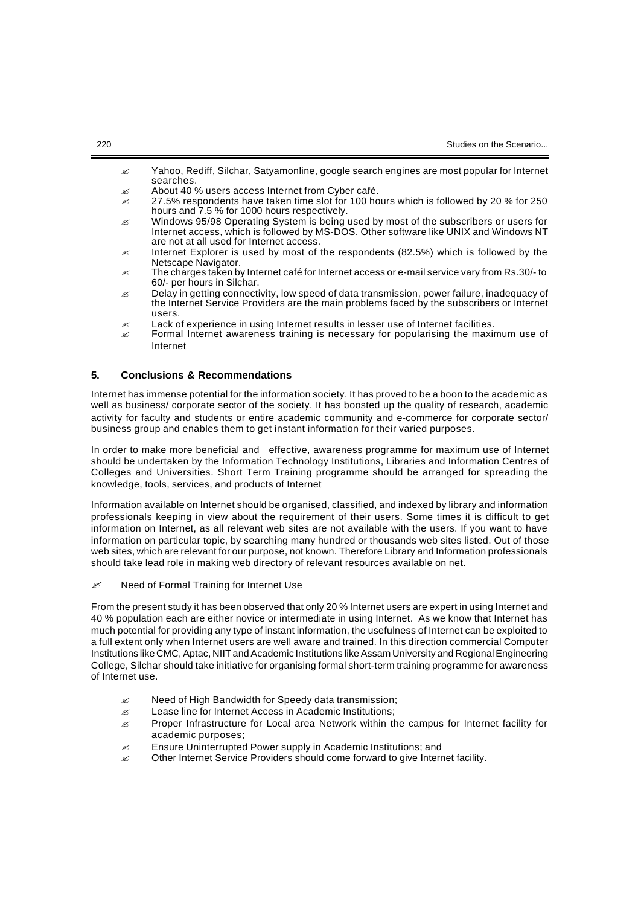- Yahoo, Rediff, Silchar, Satyamonline, google search engines are most popular for Internet searches.
- About 40 % users access Internet from Cyber café.
- 27.5% respondents have taken time slot for 100 hours which is followed by 20 % for 250 hours and 7.5 % for 1000 hours respectively.
- Windows 95/98 Operating System is being used by most of the subscribers or users for Internet access, which is followed by MS-DOS. Other software like UNIX and Windows NT are not at all used for Internet access.
- Internet Explorer is used by most of the respondents (82.5%) which is followed by the Netscape Navigator.
- The charges taken by Internet café for Internet access or e-mail service vary from Rs.30/- to 60/- per hours in Silchar.
- Delay in getting connectivity, low speed of data transmission, power failure, inadequacy of the Internet Service Providers are the main problems faced by the subscribers or Internet users.
- Lack of experience in using Internet results in lesser use of Internet facilities.
- Formal Internet awareness training is necessary for popularising the maximum use of Internet

## 5. Conclusions & Recommendations

Internet has immense potential for the information society. It has proved to be a boon to the academic as well as business/ corporate sector of the society. It has boosted up the quality of research, academic activity for faculty and students or entire academic community and e-commerce for corporate sector/ business group and enables them to get instant information for their varied purposes.

In order to make more beneficial and effective, awareness programme for maximum use of Internet should be undertaken by the Information Technology Institutions, Libraries and Information Centres of Colleges and Universities. Short Term Training programme should be arranged for spreading the knowledge, tools, services, and products of Internet

Information available on Internet should be organised, classified, and indexed by library and information professionals keeping in view about the requirement of their users. Some times it is difficult to get information on Internet, as all relevant web sites are not available with the users. If you want to have information on particular topic, by searching many hundred or thousands web sites listed. Out of those web sites, which are relevant for our purpose, not known. Therefore Library and Information professionals should take lead role in making web directory of relevant resources available on net.

- Need of Formal Training for Internet Use

From the present study it has been observed that only 20 % Internet users are expert in using Internet and 40 % population each are either novice or intermediate in using Internet. As we know that Internet has much potential for providing any type of instant information, the usefulness of Internet can be exploited to a full extent only when Internet users are well aware and trained. In this direction commercial Computer Institutions like CMC, Aptac, NIIT and Academic Institutions like Assam University and Regional Engineering College, Silchar should take initiative for organising formal short-term training programme for awareness of Internet use.

- Need of High Bandwidth for Speedy data transmission;
- Lease line for Internet Access in Academic Institutions;
- Proper Infrastructure for Local area Network within the campus for Internet facility for academic purposes;
- Ensure Uninterrupted Power supply in Academic Institutions; and
- Other Internet Service Providers should come forward to give Internet facility.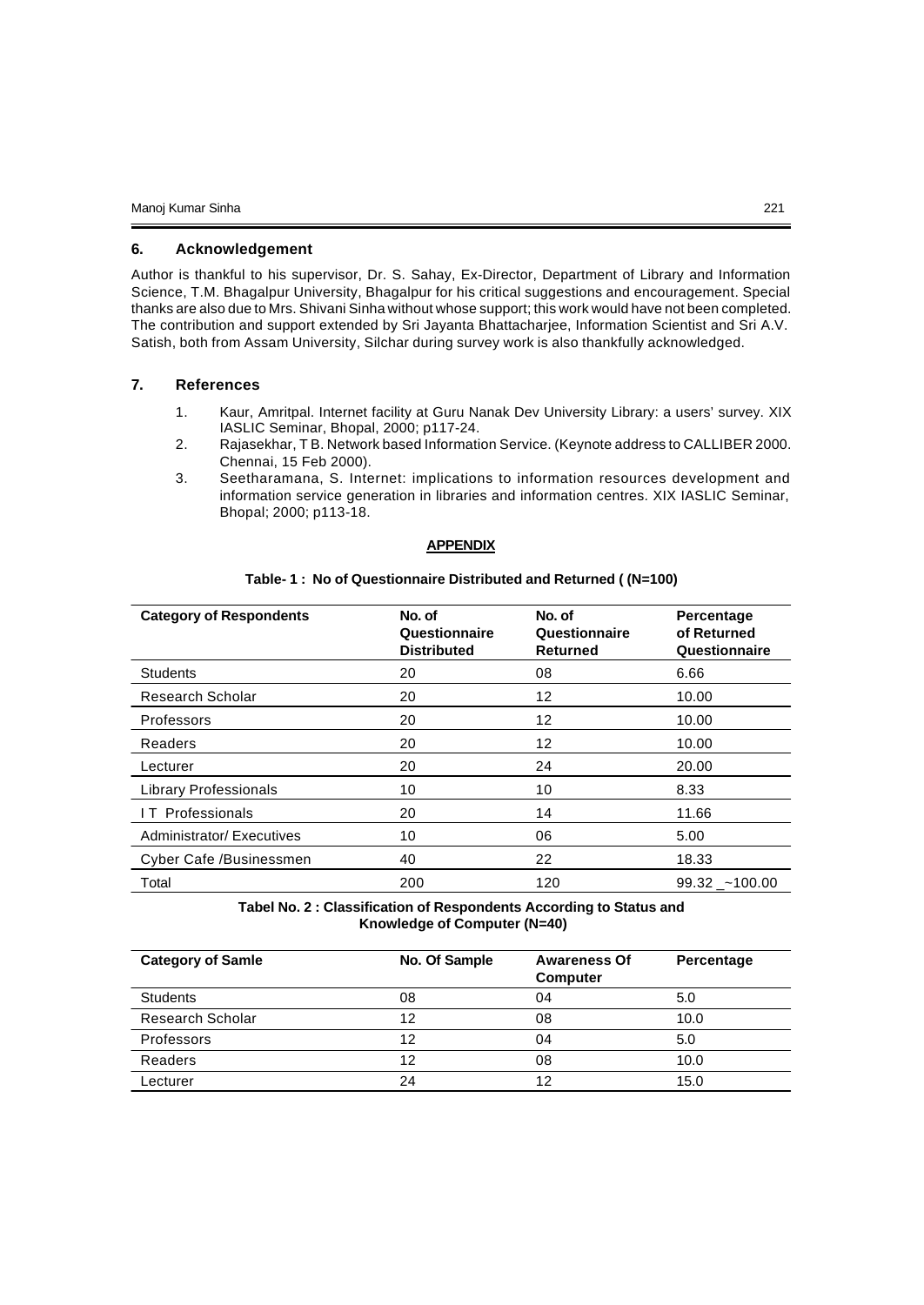## 6. Acknowledgement

Author is thankful to his supervisor, Dr. S. Sahay, Ex-Director, Department of Library and Information Science, T.M. Bhagalpur University, Bhagalpur for his critical suggestions and encouragement. Special thanks are also due to Mrs. Shivani Sinha without whose support; this work would have not been completed. The contribution and support extended by Sri Jayanta Bhattacharjee, Information Scientist and Sri A.V. Satish, both from Assam University, Silchar during survey work is also thankfully acknowledged.

## 7. References

1. Kaur, Amritpal. Internet facility at Guru Nanak Dev University Library: a users' survey. XIX IASLIC Seminar, Bhopal, 2000; p117-24.
2. Rajasekhar, T B. Network based Information Service. (Keynote address to CALLIBER 2000. Chennai, 15 Feb 2000).
3. Seetharamana, S. Internet: implications to information resources development and information service generation in libraries and information centres. XIX IASLIC Seminar, Bhopal; 2000; p113-18.

**APPENDIX**

**Table- 1 : No of Questionnaire Distributed and Returned ( (N=100)**

| Category of Respondents | No. of Questionnaire Distributed | No. of Questionnaire Returned | Percentage of Returned Questionnaire |
|---|---|---|---|
| Students | 20 | 08 | 6.66 |
| Research Scholar | 20 | 12 | 10.00 |
| Professors | 20 | 12 | 10.00 |
| Readers | 20 | 12 | 10.00 |
| Lecturer | 20 | 24 | 20.00 |
| Library Professionals | 10 | 10 | 8.33 |
| I T Professionals | 20 | 14 | 11.66 |
| Administrator/ Executives | 10 | 06 | 5.00 |
| Cyber Cafe /Businessmen | 40 | 22 | 18.33 |
| Total | 200 | 120 | 99.32 _~100.00 |

**Tabel No. 2 : Classification of Respondents According to Status and Knowledge of Computer (N=40)**

| Category of Samle | No. Of Sample | Awareness Of Computer | Percentage |
|---|---|---|---|
| Students | 08 | 04 | 5.0 |
| Research Scholar | 12 | 08 | 10.0 |
| Professors | 12 | 04 | 5.0 |
| Readers | 12 | 08 | 10.0 |
| Lecturer | 24 | 12 | 15.0 |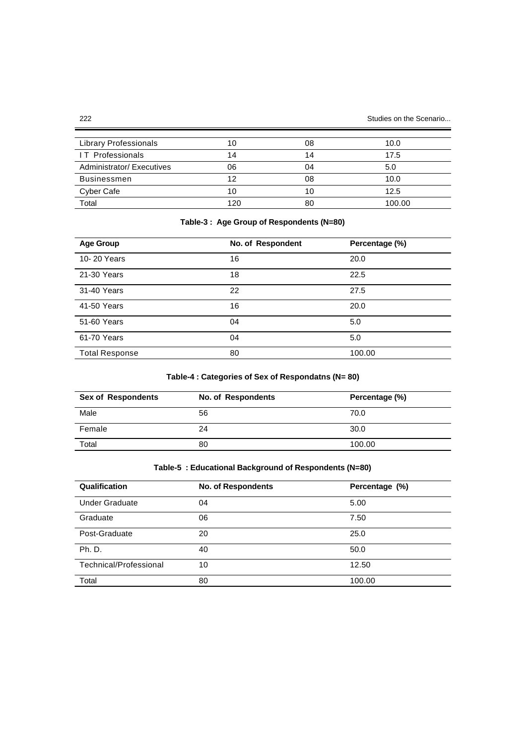| | | | |
|---|---|---|---|
| Library Professionals | 10 | 08 | 10.0 |
| I T Professionals | 14 | 14 | 17.5 |
| Administrator/ Executives | 06 | 04 | 5.0 |
| Businessmen | 12 | 08 | 10.0 |
| Cyber Cafe | 10 | 10 | 12.5 |
| Total | 120 | 80 | 100.00 |

**Table-3 : Age Group of Respondents (N=80)**

| Age Group | No. of Respondent | Percentage (%) |
|---|---|---|
| 10- 20 Years | 16 | 20.0 |
| 21-30 Years | 18 | 22.5 |
| 31-40 Years | 22 | 27.5 |
| 41-50 Years | 16 | 20.0 |
| 51-60 Years | 04 | 5.0 |
| 61-70 Years | 04 | 5.0 |
| Total Response | 80 | 100.00 |

**Table-4 : Categories of Sex of Respondatns (N= 80)**

| Sex of Respondents | No. of Respondents | Percentage (%) |
|---|---|---|
| Male | 56 | 70.0 |
| Female | 24 | 30.0 |
| Total | 80 | 100.00 |

**Table-5 : Educational Background of Respondents (N=80)**

| Qualification | No. of Respondents | Percentage (%) |
|---|---|---|
| Under Graduate | 04 | 5.00 |
| Graduate | 06 | 7.50 |
| Post-Graduate | 20 | 25.0 |
| Ph. D. | 40 | 50.0 |
| Technical/Professional | 10 | 12.50 |
| Total | 80 | 100.00 |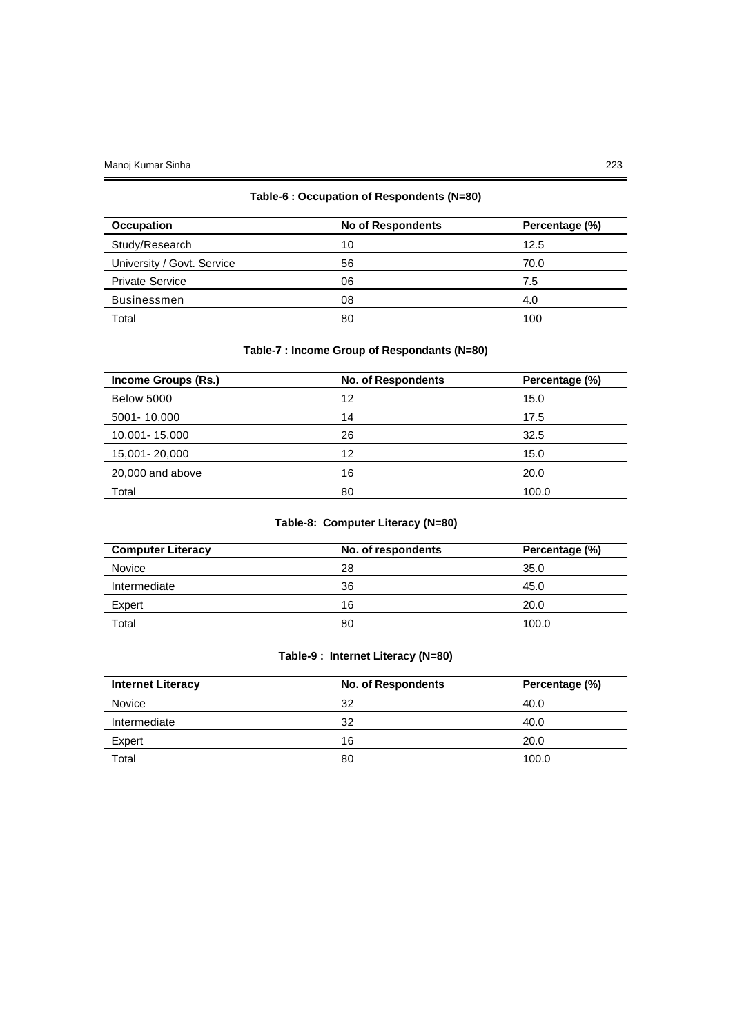**Table-6 : Occupation of Respondents (N=80)**

| Occupation | No of Respondents | Percentage (%) |
|---|---|---|
| Study/Research | 10 | 12.5 |
| University / Govt. Service | 56 | 70.0 |
| Private Service | 06 | 7.5 |
| Businessmen | 08 | 4.0 |
| Total | 80 | 100 |

**Table-7 : Income Group of Respondants (N=80)**

| Income Groups (Rs.) | No. of Respondents | Percentage (%) |
|---|---|---|
| Below 5000 | 12 | 15.0 |
| 5001- 10,000 | 14 | 17.5 |
| 10,001- 15,000 | 26 | 32.5 |
| 15,001- 20,000 | 12 | 15.0 |
| 20,000 and above | 16 | 20.0 |
| Total | 80 | 100.0 |

**Table-8: Computer Literacy (N=80)**

| Computer Literacy | No. of respondents | Percentage (%) |
|---|---|---|
| Novice | 28 | 35.0 |
| Intermediate | 36 | 45.0 |
| Expert | 16 | 20.0 |
| Total | 80 | 100.0 |

**Table-9 : Internet Literacy (N=80)**

| Internet Literacy | No. of Respondents | Percentage (%) |
|---|---|---|
| Novice | 32 | 40.0 |
| Intermediate | 32 | 40.0 |
| Expert | 16 | 20.0 |
| Total | 80 | 100.0 |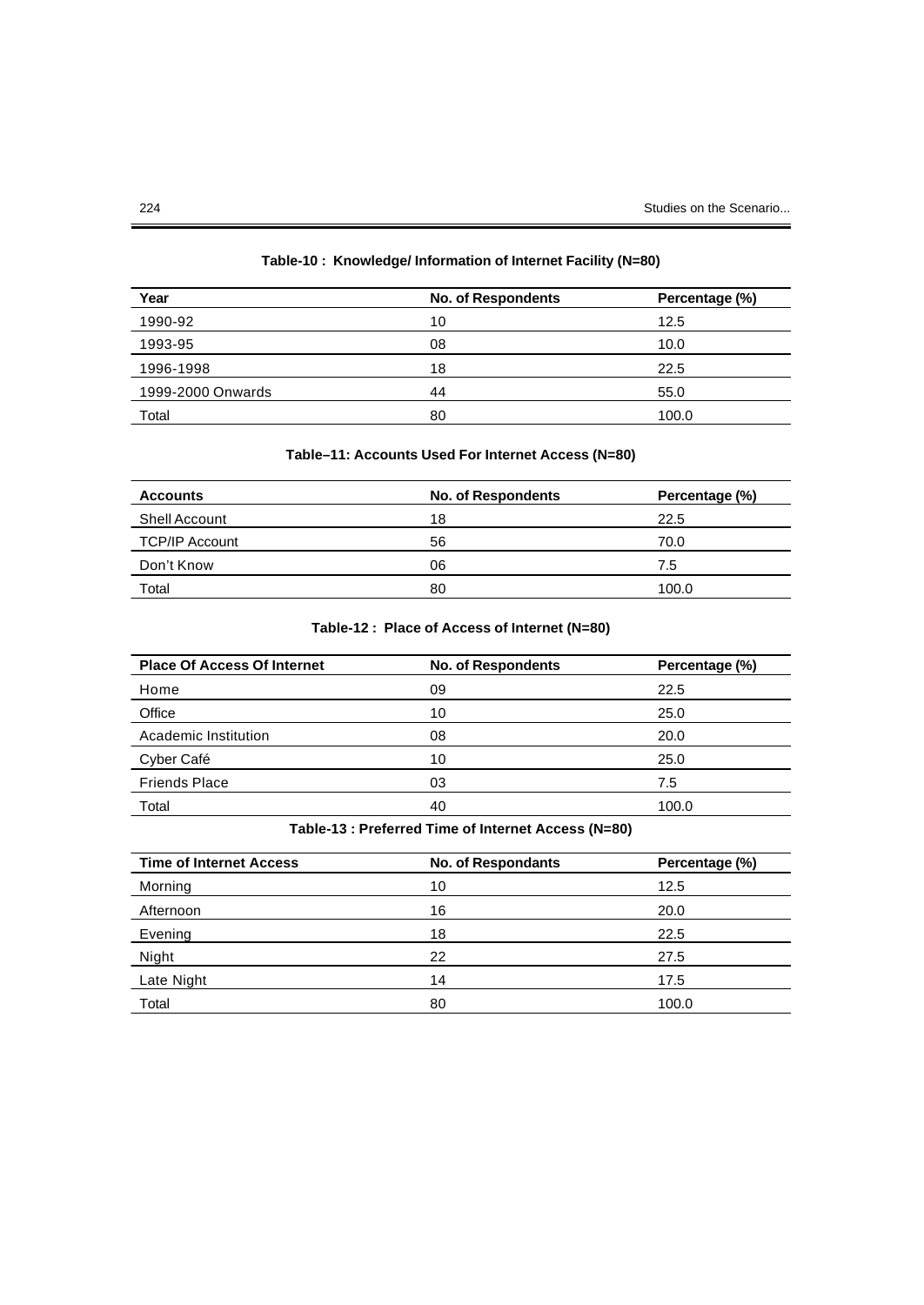**Table-10 : Knowledge/ Information of Internet Facility (N=80)**

| Year | No. of Respondents | Percentage (%) |
|---|---|---|
| 1990-92 | 10 | 12.5 |
| 1993-95 | 08 | 10.0 |
| 1996-1998 | 18 | 22.5 |
| 1999-2000 Onwards | 44 | 55.0 |
| Total | 80 | 100.0 |

**Table–11: Accounts Used For Internet Access (N=80)**

| Accounts | No. of Respondents | Percentage (%) |
|---|---|---|
| Shell Account | 18 | 22.5 |
| TCP/IP Account | 56 | 70.0 |
| Don't Know | 06 | 7.5 |
| Total | 80 | 100.0 |

**Table-12 : Place of Access of Internet (N=80)**

| Place Of Access Of Internet | No. of Respondents | Percentage (%) |
|---|---|---|
| Home | 09 | 22.5 |
| Office | 10 | 25.0 |
| Academic Institution | 08 | 20.0 |
| Cyber Café | 10 | 25.0 |
| Friends Place | 03 | 7.5 |
| Total | 40 | 100.0 |

**Table-13 : Preferred Time of Internet Access (N=80)**

| Time of Internet Access | No. of Respondants | Percentage (%) |
|---|---|---|
| Morning | 10 | 12.5 |
| Afternoon | 16 | 20.0 |
| Evening | 18 | 22.5 |
| Night | 22 | 27.5 |
| Late Night | 14 | 17.5 |
| Total | 80 | 100.0 |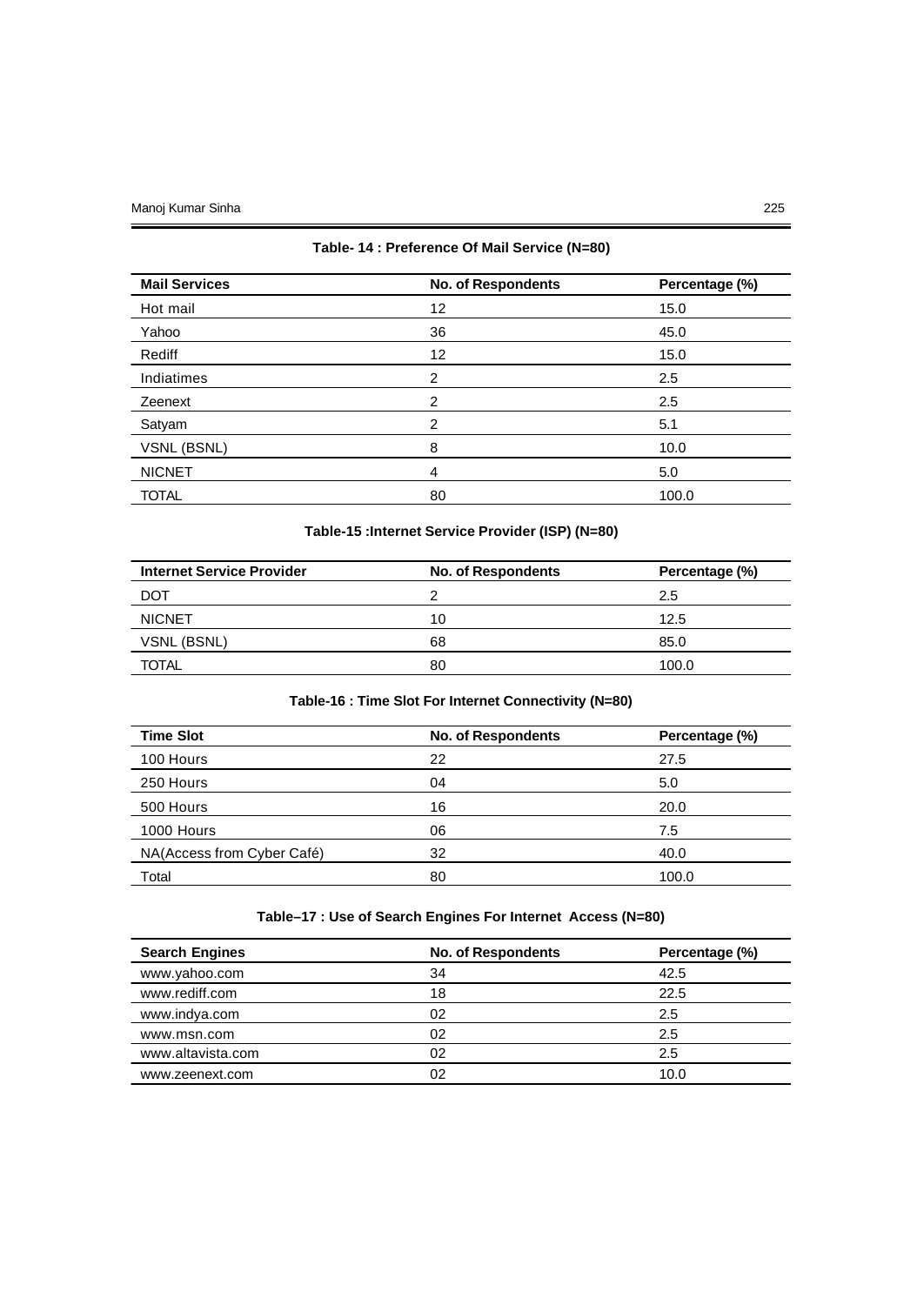**Table- 14 : Preference Of Mail Service (N=80)**

| Mail Services | No. of Respondents | Percentage (%) |
|---|---|---|
| Hot mail | 12 | 15.0 |
| Yahoo | 36 | 45.0 |
| Rediff | 12 | 15.0 |
| Indiatimes | 2 | 2.5 |
| Zeenext | 2 | 2.5 |
| Satyam | 2 | 5.1 |
| VSNL (BSNL) | 8 | 10.0 |
| NICNET | 4 | 5.0 |
| TOTAL | 80 | 100.0 |

**Table-15 :Internet Service Provider (ISP) (N=80)**

| Internet Service Provider | No. of Respondents | Percentage (%) |
|---|---|---|
| DOT | 2 | 2.5 |
| NICNET | 10 | 12.5 |
| VSNL (BSNL) | 68 | 85.0 |
| TOTAL | 80 | 100.0 |

**Table-16 : Time Slot For Internet Connectivity (N=80)**

| Time Slot | No. of Respondents | Percentage (%) |
|---|---|---|
| 100 Hours | 22 | 27.5 |
| 250 Hours | 04 | 5.0 |
| 500 Hours | 16 | 20.0 |
| 1000 Hours | 06 | 7.5 |
| NA(Access from Cyber Café) | 32 | 40.0 |
| Total | 80 | 100.0 |

**Table–17 : Use of Search Engines For Internet Access (N=80)**

| Search Engines | No. of Respondents | Percentage (%) |
|---|---|---|
| www.yahoo.com | 34 | 42.5 |
| www.rediff.com | 18 | 22.5 |
| www.indya.com | 02 | 2.5 |
| www.msn.com | 02 | 2.5 |
| www.altavista.com | 02 | 2.5 |
| www.zeenext.com | 02 | 10.0 |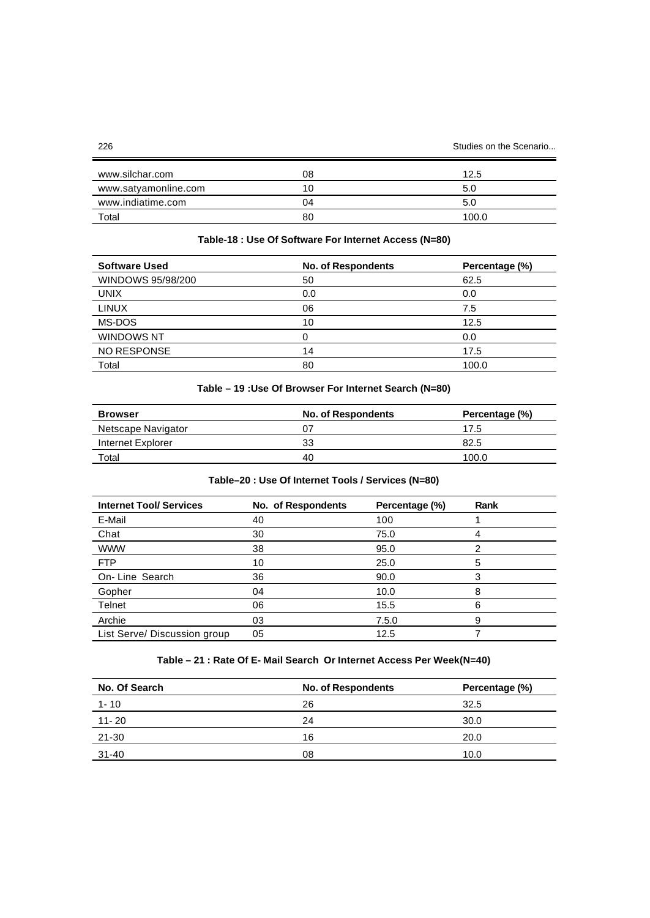| | | |
|---|---|---|
| www.silchar.com | 08 | 12.5 |
| www.satyamonline.com | 10 | 5.0 |
| www.indiatime.com | 04 | 5.0 |
| Total | 80 | 100.0 |

**Table-18 : Use Of Software For Internet Access (N=80)**

| Software Used | No. of Respondents | Percentage (%) |
|---|---|---|
| WINDOWS 95/98/200 | 50 | 62.5 |
| UNIX | 0.0 | 0.0 |
| LINUX | 06 | 7.5 |
| MS-DOS | 10 | 12.5 |
| WINDOWS NT | 0 | 0.0 |
| NO RESPONSE | 14 | 17.5 |
| Total | 80 | 100.0 |

**Table – 19 :Use Of Browser For Internet Search (N=80)**

| Browser | No. of Respondents | Percentage (%) |
|---|---|---|
| Netscape Navigator | 07 | 17.5 |
| Internet Explorer | 33 | 82.5 |
| Total | 40 | 100.0 |

**Table–20 : Use Of Internet Tools / Services (N=80)**

| Internet Tool/ Services | No. of Respondents | Percentage (%) | Rank |
|---|---|---|---|
| E-Mail | 40 | 100 | 1 |
| Chat | 30 | 75.0 | 4 |
| WWW | 38 | 95.0 | 2 |
| FTP | 10 | 25.0 | 5 |
| On- Line Search | 36 | 90.0 | 3 |
| Gopher | 04 | 10.0 | 8 |
| Telnet | 06 | 15.5 | 6 |
| Archie | 03 | 7.5.0 | 9 |
| List Serve/ Discussion group | 05 | 12.5 | 7 |

**Table – 21 : Rate Of E- Mail Search Or Internet Access Per Week(N=40)**

| No. Of Search | No. of Respondents | Percentage (%) |
|---|---|---|
| 1- 10 | 26 | 32.5 |
| 11- 20 | 24 | 30.0 |
| 21-30 | 16 | 20.0 |
| 31-40 | 08 | 10.0 |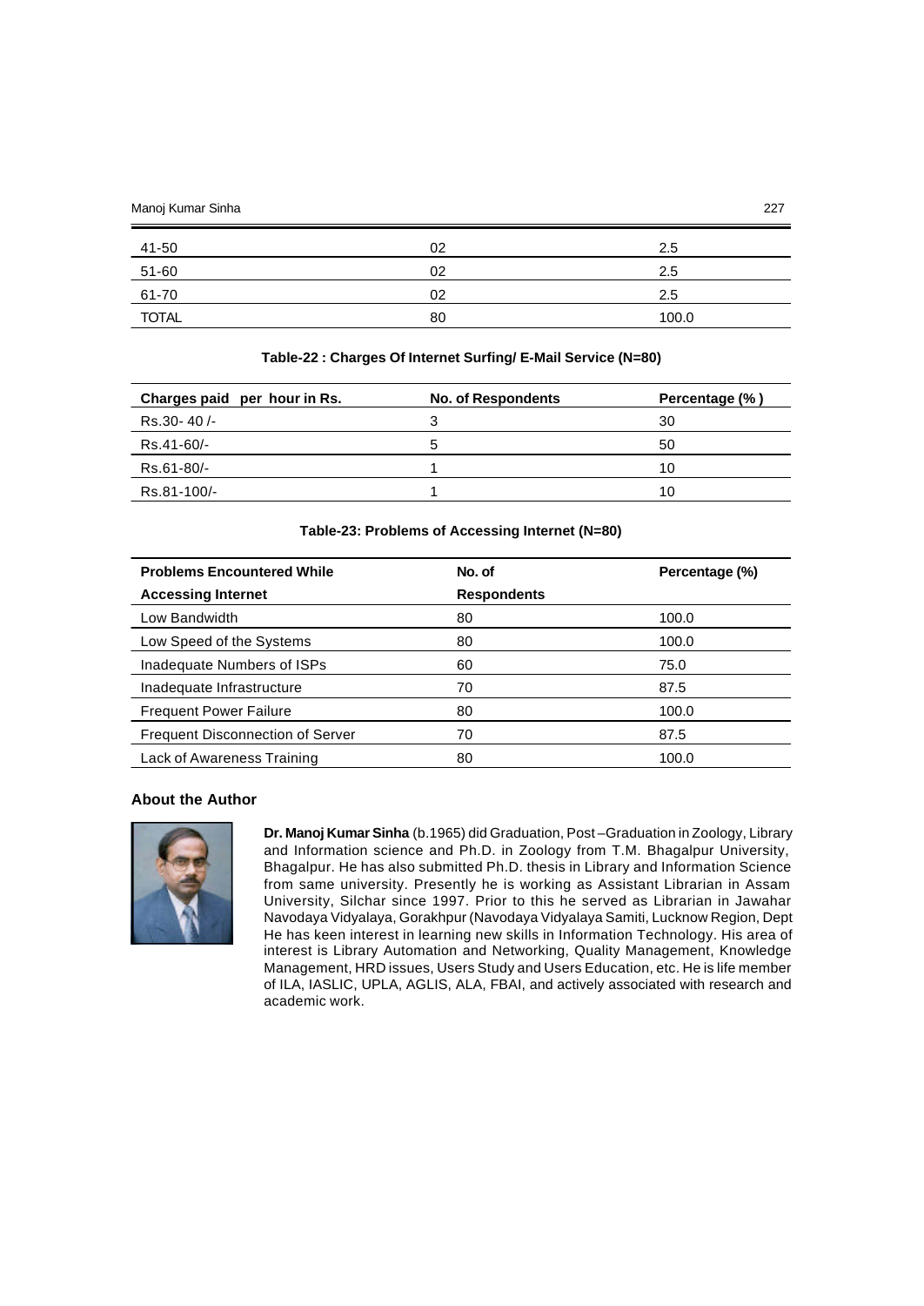| | | |
|---|---|---|
| 41-50 | 02 | 2.5 |
| 51-60 | 02 | 2.5 |
| 61-70 | 02 | 2.5 |
| TOTAL | 80 | 100.0 |

**Table-22 : Charges Of Internet Surfing/ E-Mail Service (N=80)**

| Charges paid per hour in Rs. | No. of Respondents | Percentage (%) |
|---|---|---|
| Rs.30- 40 /- | 3 | 30 |
| Rs.41-60/- | 5 | 50 |
| Rs.61-80/- | 1 | 10 |
| Rs.81-100/- | 1 | 10 |

**Table-23: Problems of Accessing Internet (N=80)**

| Problems Encountered While Accessing Internet | No. of Respondents | Percentage (%) |
|---|---|---|
| Low Bandwidth | 80 | 100.0 |
| Low Speed of the Systems | 80 | 100.0 |
| Inadequate Numbers of ISPs | 60 | 75.0 |
| Inadequate Infrastructure | 70 | 87.5 |
| Frequent Power Failure | 80 | 100.0 |
| Frequent Disconnection of Server | 70 | 87.5 |
| Lack of Awareness Training | 80 | 100.0 |

### About the Author

**Dr. Manoj Kumar Sinha** (b.1965) did Graduation, Post –Graduation in Zoology, Library and Information science and Ph.D. in Zoology from T.M. Bhagalpur University, Bhagalpur. He has also submitted Ph.D. thesis in Library and Information Science from same university. Presently he is working as Assistant Librarian in Assam University, Silchar since 1997. Prior to this he served as Librarian in Jawahar Navodaya Vidyalaya, Gorakhpur (Navodaya Vidyalaya Samiti, Lucknow Region, Dept He has keen interest in learning new skills in Information Technology. His area of interest is Library Automation and Networking, Quality Management, Knowledge Management, HRD issues, Users Study and Users Education, etc. He is life member of ILA, IASLIC, UPLA, AGLIS, ALA, FBAI, and actively associated with research and academic work.